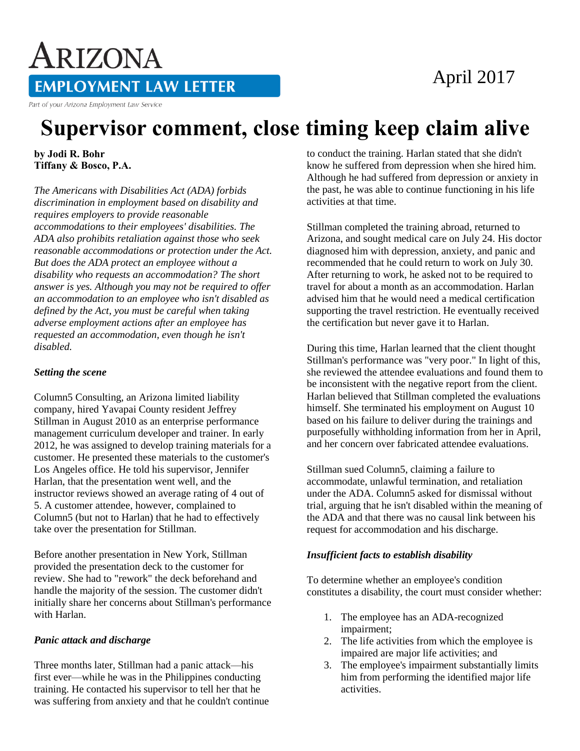# ARIZONA EMPLOYMENT LAW LETTER

Part of your Arizona Employment Law Service

April 2017

# Supervisor comment, close timing keep claim alive

**by Jodi R. Bohr**
**Tiffany & Bosco, P.A.**

*The Americans with Disabilities Act (ADA) forbids discrimination in employment based on disability and requires employers to provide reasonable accommodations to their employees' disabilities. The ADA also prohibits retaliation against those who seek reasonable accommodations or protection under the Act. But does the ADA protect an employee without a disability who requests an accommodation? The short answer is yes. Although you may not be required to offer an accommodation to an employee who isn't disabled as defined by the Act, you must be careful when taking adverse employment actions after an employee has requested an accommodation, even though he isn't disabled.*

### *Setting the scene*

Column5 Consulting, an Arizona limited liability company, hired Yavapai County resident Jeffrey Stillman in August 2010 as an enterprise performance management curriculum developer and trainer. In early 2012, he was assigned to develop training materials for a customer. He presented these materials to the customer's Los Angeles office. He told his supervisor, Jennifer Harlan, that the presentation went well, and the instructor reviews showed an average rating of 4 out of 5. A customer attendee, however, complained to Column5 (but not to Harlan) that he had to effectively take over the presentation for Stillman.

Before another presentation in New York, Stillman provided the presentation deck to the customer for review. She had to "rework" the deck beforehand and handle the majority of the session. The customer didn't initially share her concerns about Stillman's performance with Harlan.

### *Panic attack and discharge*

Three months later, Stillman had a panic attack—his first ever—while he was in the Philippines conducting training. He contacted his supervisor to tell her that he was suffering from anxiety and that he couldn't continue to conduct the training. Harlan stated that she didn't know he suffered from depression when she hired him. Although he had suffered from depression or anxiety in the past, he was able to continue functioning in his life activities at that time.

Stillman completed the training abroad, returned to Arizona, and sought medical care on July 24. His doctor diagnosed him with depression, anxiety, and panic and recommended that he could return to work on July 30. After returning to work, he asked not to be required to travel for about a month as an accommodation. Harlan advised him that he would need a medical certification supporting the travel restriction. He eventually received the certification but never gave it to Harlan.

During this time, Harlan learned that the client thought Stillman's performance was "very poor." In light of this, she reviewed the attendee evaluations and found them to be inconsistent with the negative report from the client. Harlan believed that Stillman completed the evaluations himself. She terminated his employment on August 10 based on his failure to deliver during the trainings and purposefully withholding information from her in April, and her concern over fabricated attendee evaluations.

Stillman sued Column5, claiming a failure to accommodate, unlawful termination, and retaliation under the ADA. Column5 asked for dismissal without trial, arguing that he isn't disabled within the meaning of the ADA and that there was no causal link between his request for accommodation and his discharge.

### *Insufficient facts to establish disability*

To determine whether an employee's condition constitutes a disability, the court must consider whether:

1. The employee has an ADA-recognized impairment;
2. The life activities from which the employee is impaired are major life activities; and
3. The employee's impairment substantially limits him from performing the identified major life activities.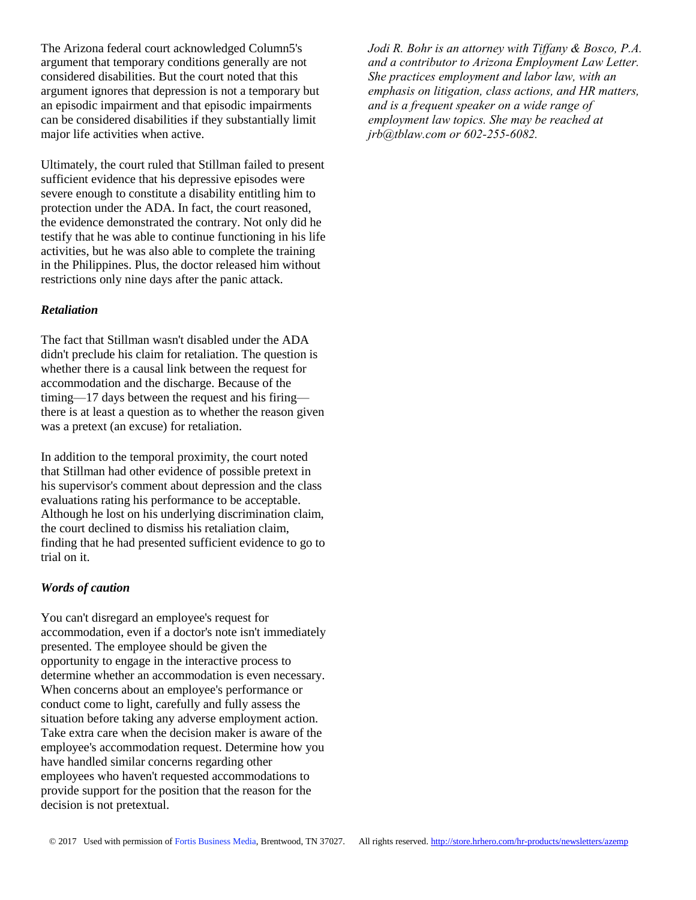The Arizona federal court acknowledged Column5's argument that temporary conditions generally are not considered disabilities. But the court noted that this argument ignores that depression is not a temporary but an episodic impairment and that episodic impairments can be considered disabilities if they substantially limit major life activities when active.

Ultimately, the court ruled that Stillman failed to present sufficient evidence that his depressive episodes were severe enough to constitute a disability entitling him to protection under the ADA. In fact, the court reasoned, the evidence demonstrated the contrary. Not only did he testify that he was able to continue functioning in his life activities, but he was also able to complete the training in the Philippines. Plus, the doctor released him without restrictions only nine days after the panic attack.

### *Retaliation*

The fact that Stillman wasn't disabled under the ADA didn't preclude his claim for retaliation. The question is whether there is a causal link between the request for accommodation and the discharge. Because of the timing—17 days between the request and his firing—there is at least a question as to whether the reason given was a pretext (an excuse) for retaliation.

In addition to the temporal proximity, the court noted that Stillman had other evidence of possible pretext in his supervisor's comment about depression and the class evaluations rating his performance to be acceptable. Although he lost on his underlying discrimination claim, the court declined to dismiss his retaliation claim, finding that he had presented sufficient evidence to go to trial on it.

### *Words of caution*

You can't disregard an employee's request for accommodation, even if a doctor's note isn't immediately presented. The employee should be given the opportunity to engage in the interactive process to determine whether an accommodation is even necessary. When concerns about an employee's performance or conduct come to light, carefully and fully assess the situation before taking any adverse employment action. Take extra care when the decision maker is aware of the employee's accommodation request. Determine how you have handled similar concerns regarding other employees who haven't requested accommodations to provide support for the position that the reason for the decision is not pretextual.

*Jodi R. Bohr is an attorney with Tiffany & Bosco, P.A. and a contributor to Arizona Employment Law Letter. She practices employment and labor law, with an emphasis on litigation, class actions, and HR matters, and is a frequent speaker on a wide range of employment law topics. She may be reached at jrb@tblaw.com or 602-255-6082.*

© 2017 Used with permission of Fortis Business Media, Brentwood, TN 37027. All rights reserved. http://store.hrhero.com/hr-products/newsletters/azemp